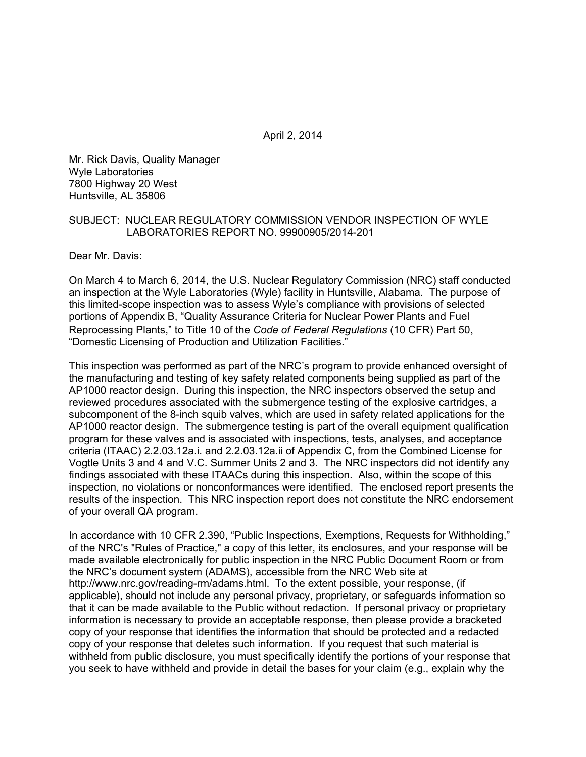April 2, 2014

Mr. Rick Davis, Quality Manager
Wyle Laboratories
7800 Highway 20 West
Huntsville, AL 35806

SUBJECT: NUCLEAR REGULATORY COMMISSION VENDOR INSPECTION OF WYLE LABORATORIES REPORT NO. 99900905/2014-201

Dear Mr. Davis:

On March 4 to March 6, 2014, the U.S. Nuclear Regulatory Commission (NRC) staff conducted an inspection at the Wyle Laboratories (Wyle) facility in Huntsville, Alabama. The purpose of this limited-scope inspection was to assess Wyle's compliance with provisions of selected portions of Appendix B, "Quality Assurance Criteria for Nuclear Power Plants and Fuel Reprocessing Plants," to Title 10 of the *Code of Federal Regulations* (10 CFR) Part 50, "Domestic Licensing of Production and Utilization Facilities."

This inspection was performed as part of the NRC's program to provide enhanced oversight of the manufacturing and testing of key safety related components being supplied as part of the AP1000 reactor design. During this inspection, the NRC inspectors observed the setup and reviewed procedures associated with the submergence testing of the explosive cartridges, a subcomponent of the 8-inch squib valves, which are used in safety related applications for the AP1000 reactor design. The submergence testing is part of the overall equipment qualification program for these valves and is associated with inspections, tests, analyses, and acceptance criteria (ITAAC) 2.2.03.12a.i. and 2.2.03.12a.ii of Appendix C, from the Combined License for Vogtle Units 3 and 4 and V.C. Summer Units 2 and 3. The NRC inspectors did not identify any findings associated with these ITAACs during this inspection. Also, within the scope of this inspection, no violations or nonconformances were identified. The enclosed report presents the results of the inspection. This NRC inspection report does not constitute the NRC endorsement of your overall QA program.

In accordance with 10 CFR 2.390, "Public Inspections, Exemptions, Requests for Withholding," of the NRC's "Rules of Practice," a copy of this letter, its enclosures, and your response will be made available electronically for public inspection in the NRC Public Document Room or from the NRC's document system (ADAMS), accessible from the NRC Web site at http://www.nrc.gov/reading-rm/adams.html. To the extent possible, your response, (if applicable), should not include any personal privacy, proprietary, or safeguards information so that it can be made available to the Public without redaction. If personal privacy or proprietary information is necessary to provide an acceptable response, then please provide a bracketed copy of your response that identifies the information that should be protected and a redacted copy of your response that deletes such information. If you request that such material is withheld from public disclosure, you must specifically identify the portions of your response that you seek to have withheld and provide in detail the bases for your claim (e.g., explain why the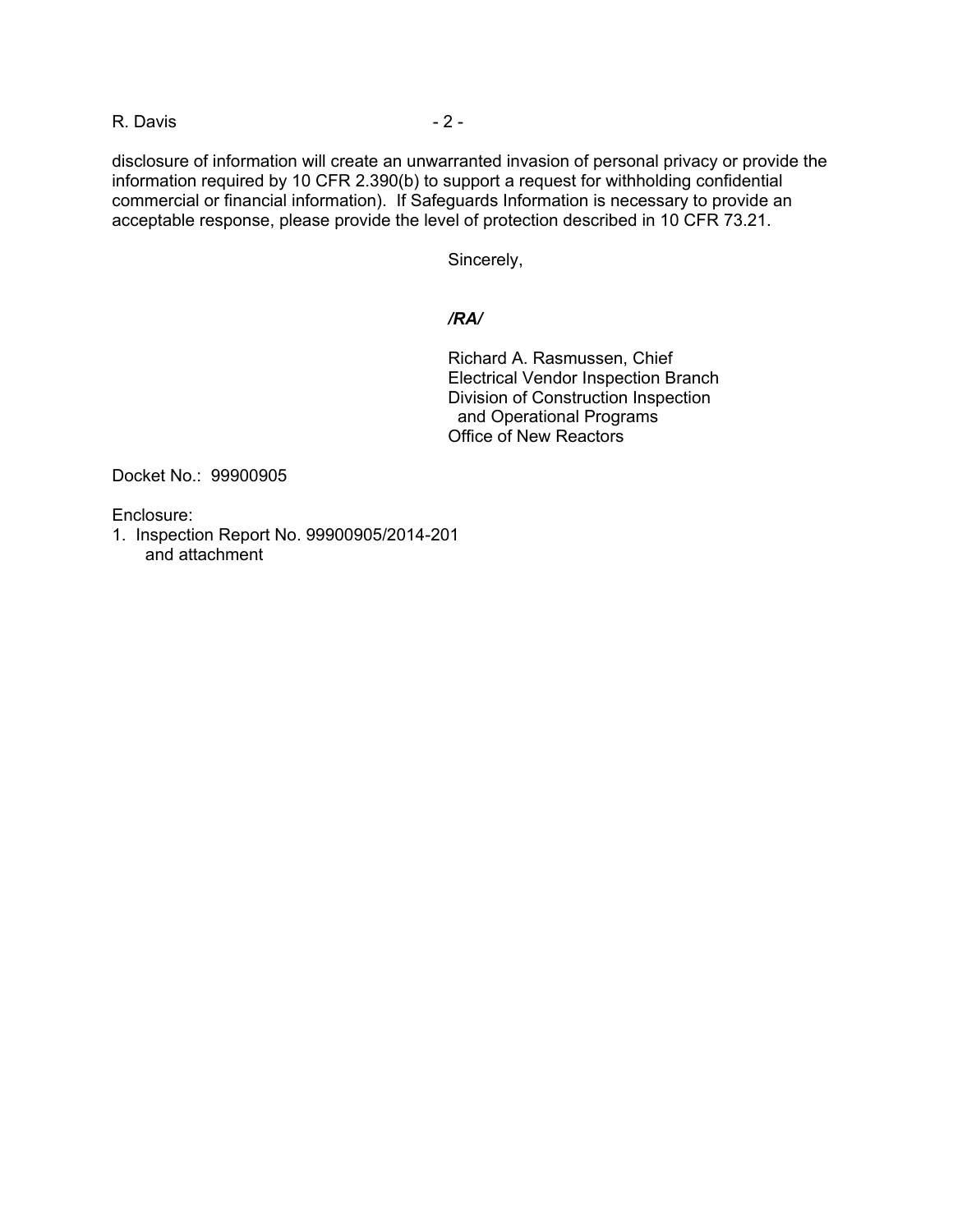disclosure of information will create an unwarranted invasion of personal privacy or provide the information required by 10 CFR 2.390(b) to support a request for withholding confidential commercial or financial information). If Safeguards Information is necessary to provide an acceptable response, please provide the level of protection described in 10 CFR 73.21.

Sincerely,

***/RA/***

Richard A. Rasmussen, Chief
Electrical Vendor Inspection Branch
Division of Construction Inspection
and Operational Programs
Office of New Reactors

Docket No.: 99900905

Enclosure:
1. Inspection Report No. 99900905/2014-201
   and attachment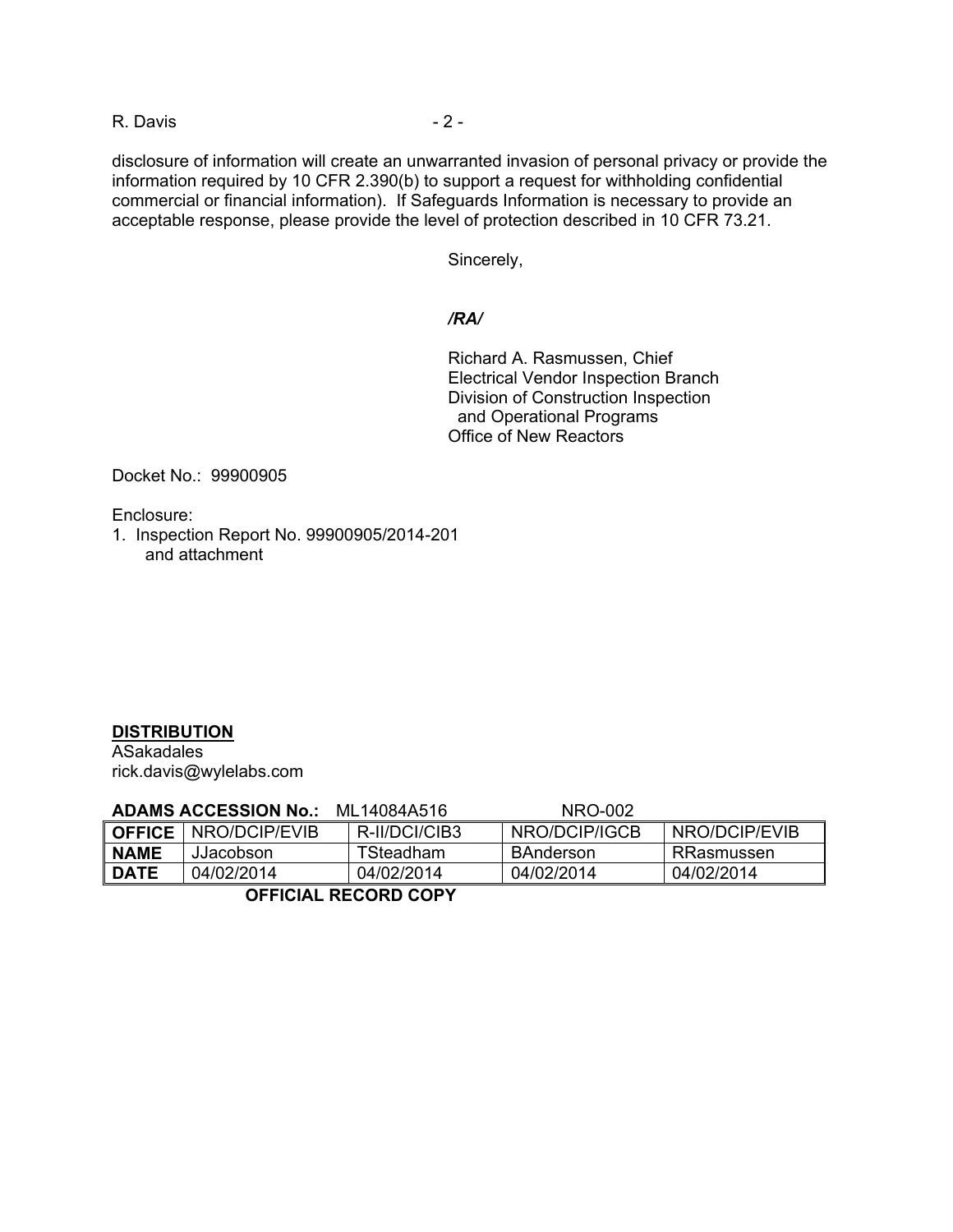disclosure of information will create an unwarranted invasion of personal privacy or provide the information required by 10 CFR 2.390(b) to support a request for withholding confidential commercial or financial information). If Safeguards Information is necessary to provide an acceptable response, please provide the level of protection described in 10 CFR 73.21.

Sincerely,

*/RA/*

Richard A. Rasmussen, Chief
Electrical Vendor Inspection Branch
Division of Construction Inspection
and Operational Programs
Office of New Reactors

Docket No.: 99900905

Enclosure:
1. Inspection Report No. 99900905/2014-201
and attachment

**DISTRIBUTION**
ASakadales
rick.davis@wylelabs.com

**ADAMS ACCESSION No.:** ML14084A516 NRO-002

| **OFFICE** | NRO/DCIP/EVIB | R-II/DCI/CIB3 | NRO/DCIP/IGCB | NRO/DCIP/EVIB |
|---|---|---|---|---|
| **NAME** | JJacobson | TSteadham | BAnderson | RRasmussen |
| **DATE** | 04/02/2014 | 04/02/2014 | 04/02/2014 | 04/02/2014 |

**OFFICIAL RECORD COPY**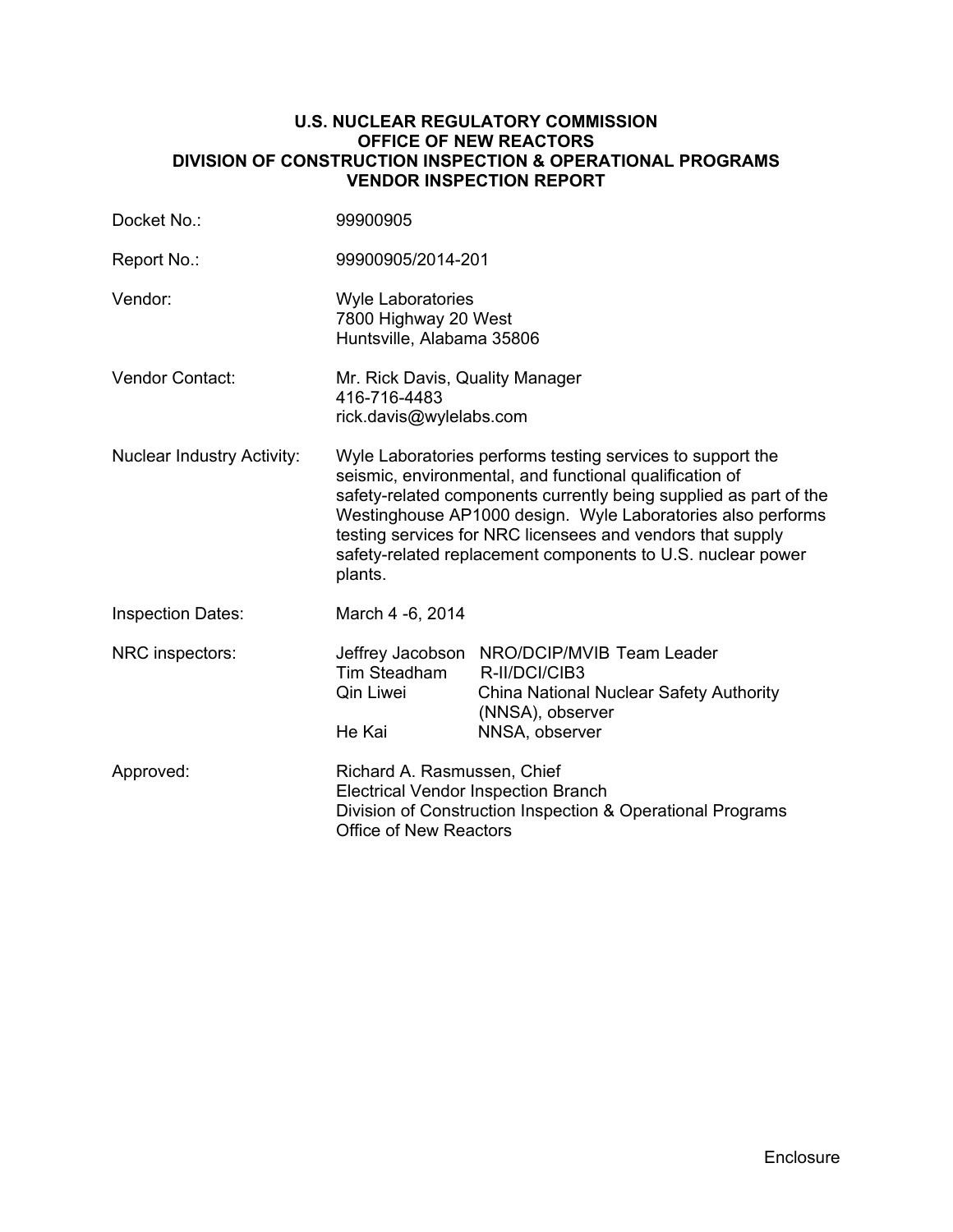**U.S. NUCLEAR REGULATORY COMMISSION**
**OFFICE OF NEW REACTORS**
**DIVISION OF CONSTRUCTION INSPECTION & OPERATIONAL PROGRAMS**
**VENDOR INSPECTION REPORT**

| | |
|---|---|
| Docket No.: | 99900905 |
| Report No.: | 99900905/2014-201 |
| Vendor: | Wyle Laboratories<br>7800 Highway 20 West<br>Huntsville, Alabama 35806 |
| Vendor Contact: | Mr. Rick Davis, Quality Manager<br>416-716-4483<br>rick.davis@wylelabs.com |
| Nuclear Industry Activity: | Wyle Laboratories performs testing services to support the seismic, environmental, and functional qualification of safety-related components currently being supplied as part of the Westinghouse AP1000 design. Wyle Laboratories also performs testing services for NRC licensees and vendors that supply safety-related replacement components to U.S. nuclear power plants. |
| Inspection Dates: | March 4 -6, 2014 |
| NRC inspectors: | Jeffrey Jacobson NRO/DCIP/MVIB Team Leader<br>Tim Steadham R-II/DCI/CIB3<br>Qin Liwei China National Nuclear Safety Authority (NNSA), observer<br>He Kai NNSA, observer |
| Approved: | Richard A. Rasmussen, Chief<br>Electrical Vendor Inspection Branch<br>Division of Construction Inspection & Operational Programs<br>Office of New Reactors |

Enclosure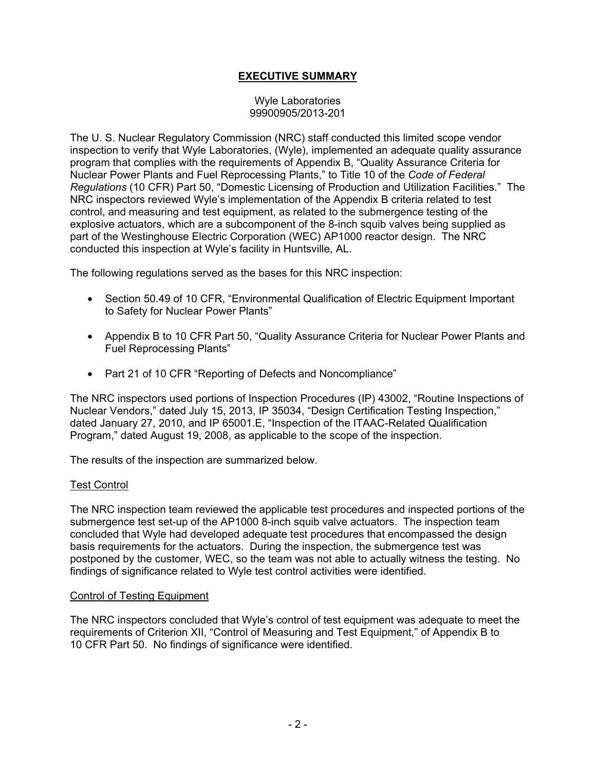# EXECUTIVE SUMMARY

Wyle Laboratories
99900905/2013-201

The U. S. Nuclear Regulatory Commission (NRC) staff conducted this limited scope vendor inspection to verify that Wyle Laboratories, (Wyle), implemented an adequate quality assurance program that complies with the requirements of Appendix B, "Quality Assurance Criteria for Nuclear Power Plants and Fuel Reprocessing Plants," to Title 10 of the *Code of Federal Regulations* (10 CFR) Part 50, "Domestic Licensing of Production and Utilization Facilities." The NRC inspectors reviewed Wyle's implementation of the Appendix B criteria related to test control, and measuring and test equipment, as related to the submergence testing of the explosive actuators, which are a subcomponent of the 8-inch squib valves being supplied as part of the Westinghouse Electric Corporation (WEC) AP1000 reactor design. The NRC conducted this inspection at Wyle's facility in Huntsville, AL.

The following regulations served as the bases for this NRC inspection:

- Section 50.49 of 10 CFR, "Environmental Qualification of Electric Equipment Important to Safety for Nuclear Power Plants"
- Appendix B to 10 CFR Part 50, "Quality Assurance Criteria for Nuclear Power Plants and Fuel Reprocessing Plants"
- Part 21 of 10 CFR "Reporting of Defects and Noncompliance"

The NRC inspectors used portions of Inspection Procedures (IP) 43002, "Routine Inspections of Nuclear Vendors," dated July 15, 2013, IP 35034, "Design Certification Testing Inspection," dated January 27, 2010, and IP 65001.E, "Inspection of the ITAAC-Related Qualification Program," dated August 19, 2008, as applicable to the scope of the inspection.

The results of the inspection are summarized below.

## Test Control

The NRC inspection team reviewed the applicable test procedures and inspected portions of the submergence test set-up of the AP1000 8-inch squib valve actuators. The inspection team concluded that Wyle had developed adequate test procedures that encompassed the design basis requirements for the actuators. During the inspection, the submergence test was postponed by the customer, WEC, so the team was not able to actually witness the testing. No findings of significance related to Wyle test control activities were identified.

## Control of Testing Equipment

The NRC inspectors concluded that Wyle's control of test equipment was adequate to meet the requirements of Criterion XII, "Control of Measuring and Test Equipment," of Appendix B to 10 CFR Part 50. No findings of significance were identified.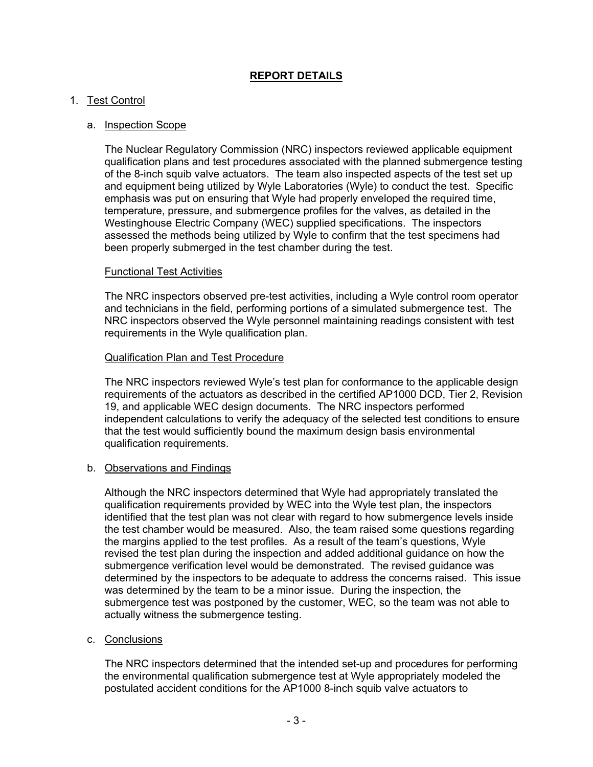## REPORT DETAILS

1. Test Control

   a. Inspection Scope

   The Nuclear Regulatory Commission (NRC) inspectors reviewed applicable equipment qualification plans and test procedures associated with the planned submergence testing of the 8-inch squib valve actuators. The team also inspected aspects of the test set up and equipment being utilized by Wyle Laboratories (Wyle) to conduct the test. Specific emphasis was put on ensuring that Wyle had properly enveloped the required time, temperature, pressure, and submergence profiles for the valves, as detailed in the Westinghouse Electric Company (WEC) supplied specifications. The inspectors assessed the methods being utilized by Wyle to confirm that the test specimens had been properly submerged in the test chamber during the test.

   Functional Test Activities

   The NRC inspectors observed pre-test activities, including a Wyle control room operator and technicians in the field, performing portions of a simulated submergence test. The NRC inspectors observed the Wyle personnel maintaining readings consistent with test requirements in the Wyle qualification plan.

   Qualification Plan and Test Procedure

   The NRC inspectors reviewed Wyle's test plan for conformance to the applicable design requirements of the actuators as described in the certified AP1000 DCD, Tier 2, Revision 19, and applicable WEC design documents. The NRC inspectors performed independent calculations to verify the adequacy of the selected test conditions to ensure that the test would sufficiently bound the maximum design basis environmental qualification requirements.

   b. Observations and Findings

   Although the NRC inspectors determined that Wyle had appropriately translated the qualification requirements provided by WEC into the Wyle test plan, the inspectors identified that the test plan was not clear with regard to how submergence levels inside the test chamber would be measured. Also, the team raised some questions regarding the margins applied to the test profiles. As a result of the team's questions, Wyle revised the test plan during the inspection and added additional guidance on how the submergence verification level would be demonstrated. The revised guidance was determined by the inspectors to be adequate to address the concerns raised. This issue was determined by the team to be a minor issue. During the inspection, the submergence test was postponed by the customer, WEC, so the team was not able to actually witness the submergence testing.

   c. Conclusions

   The NRC inspectors determined that the intended set-up and procedures for performing the environmental qualification submergence test at Wyle appropriately modeled the postulated accident conditions for the AP1000 8-inch squib valve actuators to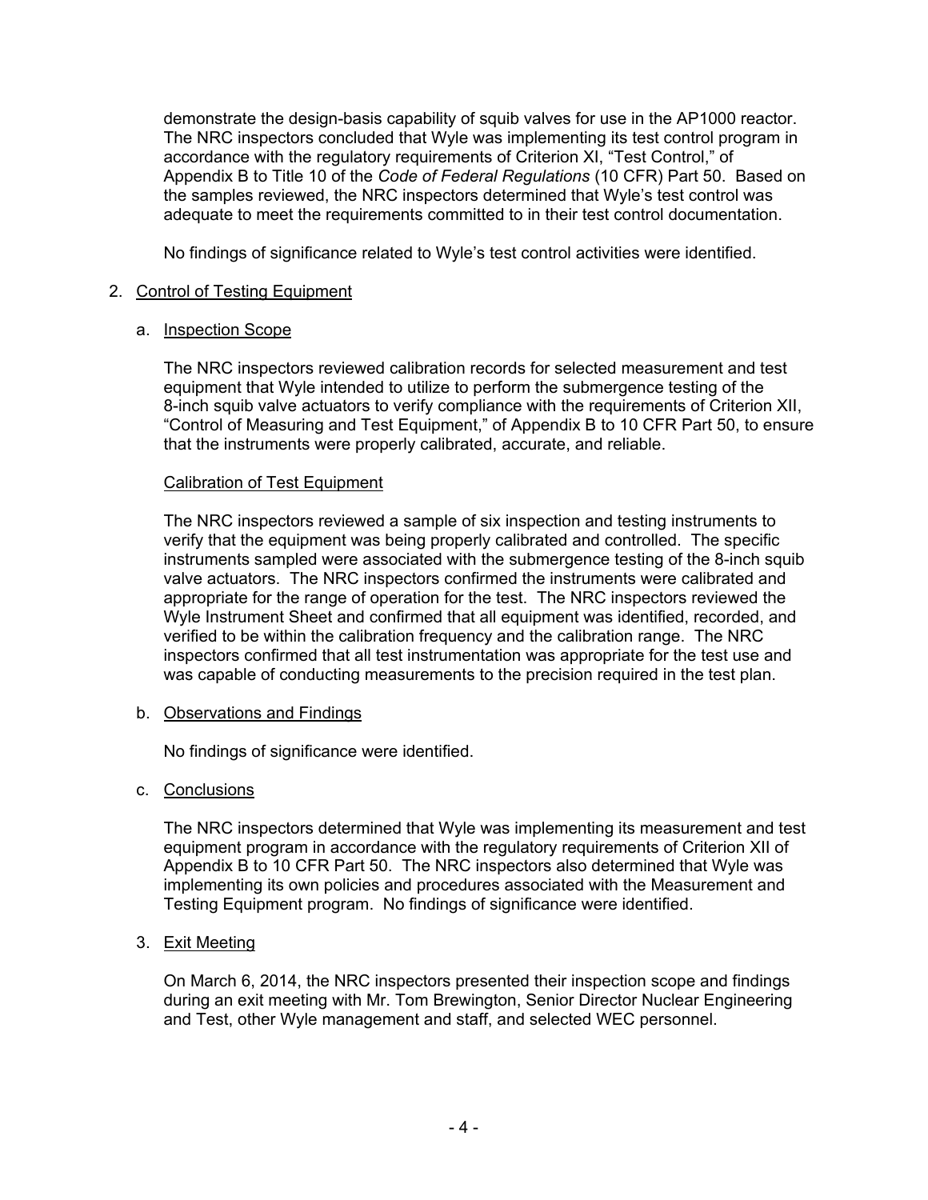demonstrate the design-basis capability of squib valves for use in the AP1000 reactor. The NRC inspectors concluded that Wyle was implementing its test control program in accordance with the regulatory requirements of Criterion XI, "Test Control," of Appendix B to Title 10 of the *Code of Federal Regulations* (10 CFR) Part 50. Based on the samples reviewed, the NRC inspectors determined that Wyle's test control was adequate to meet the requirements committed to in their test control documentation.

No findings of significance related to Wyle's test control activities were identified.

2. Control of Testing Equipment

   a. Inspection Scope

   The NRC inspectors reviewed calibration records for selected measurement and test equipment that Wyle intended to utilize to perform the submergence testing of the 8-inch squib valve actuators to verify compliance with the requirements of Criterion XII, "Control of Measuring and Test Equipment," of Appendix B to 10 CFR Part 50, to ensure that the instruments were properly calibrated, accurate, and reliable.

   Calibration of Test Equipment

   The NRC inspectors reviewed a sample of six inspection and testing instruments to verify that the equipment was being properly calibrated and controlled. The specific instruments sampled were associated with the submergence testing of the 8-inch squib valve actuators. The NRC inspectors confirmed the instruments were calibrated and appropriate for the range of operation for the test. The NRC inspectors reviewed the Wyle Instrument Sheet and confirmed that all equipment was identified, recorded, and verified to be within the calibration frequency and the calibration range. The NRC inspectors confirmed that all test instrumentation was appropriate for the test use and was capable of conducting measurements to the precision required in the test plan.

   b. Observations and Findings

   No findings of significance were identified.

   c. Conclusions

   The NRC inspectors determined that Wyle was implementing its measurement and test equipment program in accordance with the regulatory requirements of Criterion XII of Appendix B to 10 CFR Part 50. The NRC inspectors also determined that Wyle was implementing its own policies and procedures associated with the Measurement and Testing Equipment program. No findings of significance were identified.

3. Exit Meeting

   On March 6, 2014, the NRC inspectors presented their inspection scope and findings during an exit meeting with Mr. Tom Brewington, Senior Director Nuclear Engineering and Test, other Wyle management and staff, and selected WEC personnel.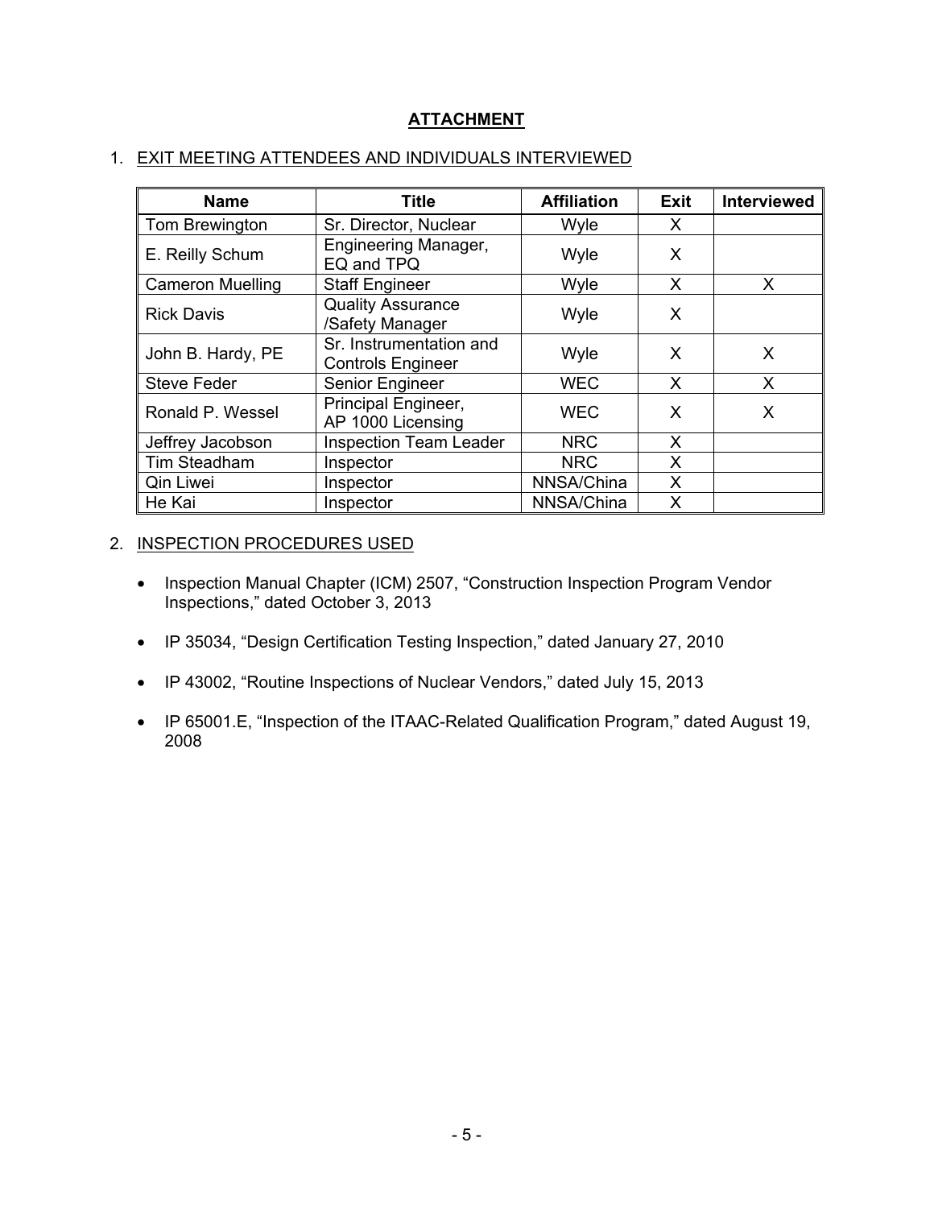# ATTACHMENT

## 1. EXIT MEETING ATTENDEES AND INDIVIDUALS INTERVIEWED

| Name | Title | Affiliation | Exit | Interviewed |
|---|---|---|---|---|
| Tom Brewington | Sr. Director, Nuclear | Wyle | X | |
| E. Reilly Schum | Engineering Manager, EQ and TPQ | Wyle | X | |
| Cameron Muelling | Staff Engineer | Wyle | X | X |
| Rick Davis | Quality Assurance /Safety Manager | Wyle | X | |
| John B. Hardy, PE | Sr. Instrumentation and Controls Engineer | Wyle | X | X |
| Steve Feder | Senior Engineer | WEC | X | X |
| Ronald P. Wessel | Principal Engineer, AP 1000 Licensing | WEC | X | X |
| Jeffrey Jacobson | Inspection Team Leader | NRC | X | |
| Tim Steadham | Inspector | NRC | X | |
| Qin Liwei | Inspector | NNSA/China | X | |
| He Kai | Inspector | NNSA/China | X | |

## 2. INSPECTION PROCEDURES USED

- Inspection Manual Chapter (ICM) 2507, "Construction Inspection Program Vendor Inspections," dated October 3, 2013
- IP 35034, "Design Certification Testing Inspection," dated January 27, 2010
- IP 43002, "Routine Inspections of Nuclear Vendors," dated July 15, 2013
- IP 65001.E, "Inspection of the ITAAC-Related Qualification Program," dated August 19, 2008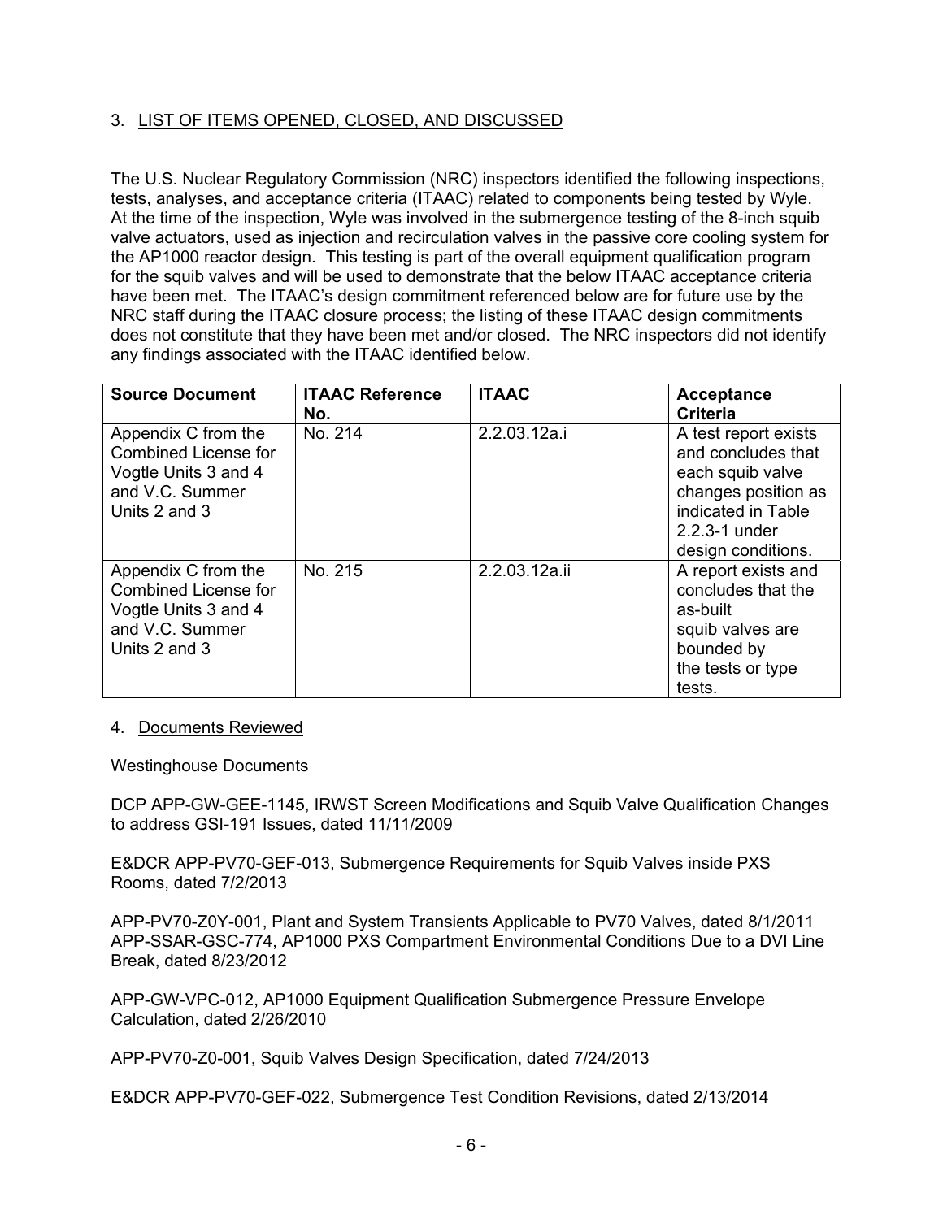## 3. LIST OF ITEMS OPENED, CLOSED, AND DISCUSSED

The U.S. Nuclear Regulatory Commission (NRC) inspectors identified the following inspections, tests, analyses, and acceptance criteria (ITAAC) related to components being tested by Wyle. At the time of the inspection, Wyle was involved in the submergence testing of the 8-inch squib valve actuators, used as injection and recirculation valves in the passive core cooling system for the AP1000 reactor design. This testing is part of the overall equipment qualification program for the squib valves and will be used to demonstrate that the below ITAAC acceptance criteria have been met. The ITAAC's design commitment referenced below are for future use by the NRC staff during the ITAAC closure process; the listing of these ITAAC design commitments does not constitute that they have been met and/or closed. The NRC inspectors did not identify any findings associated with the ITAAC identified below.

| Source Document | ITAAC Reference No. | ITAAC | Acceptance Criteria |
|---|---|---|---|
| Appendix C from the Combined License for Vogtle Units 3 and 4 and V.C. Summer Units 2 and 3 | No. 214 | 2.2.03.12a.i | A test report exists and concludes that each squib valve changes position as indicated in Table 2.2.3-1 under design conditions. |
| Appendix C from the Combined License for Vogtle Units 3 and 4 and V.C. Summer Units 2 and 3 | No. 215 | 2.2.03.12a.ii | A report exists and concludes that the as-built squib valves are bounded by the tests or type tests. |

## 4. Documents Reviewed

Westinghouse Documents

DCP APP-GW-GEE-1145, IRWST Screen Modifications and Squib Valve Qualification Changes to address GSI-191 Issues, dated 11/11/2009

E&DCR APP-PV70-GEF-013, Submergence Requirements for Squib Valves inside PXS Rooms, dated 7/2/2013

APP-PV70-Z0Y-001, Plant and System Transients Applicable to PV70 Valves, dated 8/1/2011
APP-SSAR-GSC-774, AP1000 PXS Compartment Environmental Conditions Due to a DVI Line Break, dated 8/23/2012

APP-GW-VPC-012, AP1000 Equipment Qualification Submergence Pressure Envelope Calculation, dated 2/26/2010

APP-PV70-Z0-001, Squib Valves Design Specification, dated 7/24/2013

E&DCR APP-PV70-GEF-022, Submergence Test Condition Revisions, dated 2/13/2014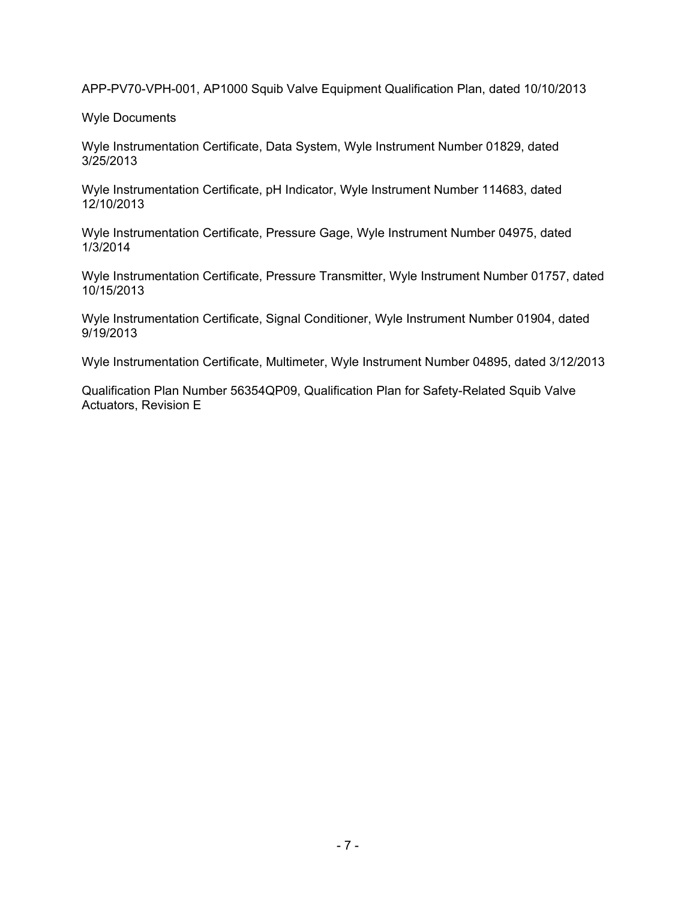APP-PV70-VPH-001, AP1000 Squib Valve Equipment Qualification Plan, dated 10/10/2013

Wyle Documents

Wyle Instrumentation Certificate, Data System, Wyle Instrument Number 01829, dated 3/25/2013

Wyle Instrumentation Certificate, pH Indicator, Wyle Instrument Number 114683, dated 12/10/2013

Wyle Instrumentation Certificate, Pressure Gage, Wyle Instrument Number 04975, dated 1/3/2014

Wyle Instrumentation Certificate, Pressure Transmitter, Wyle Instrument Number 01757, dated 10/15/2013

Wyle Instrumentation Certificate, Signal Conditioner, Wyle Instrument Number 01904, dated 9/19/2013

Wyle Instrumentation Certificate, Multimeter, Wyle Instrument Number 04895, dated 3/12/2013

Qualification Plan Number 56354QP09, Qualification Plan for Safety-Related Squib Valve Actuators, Revision E